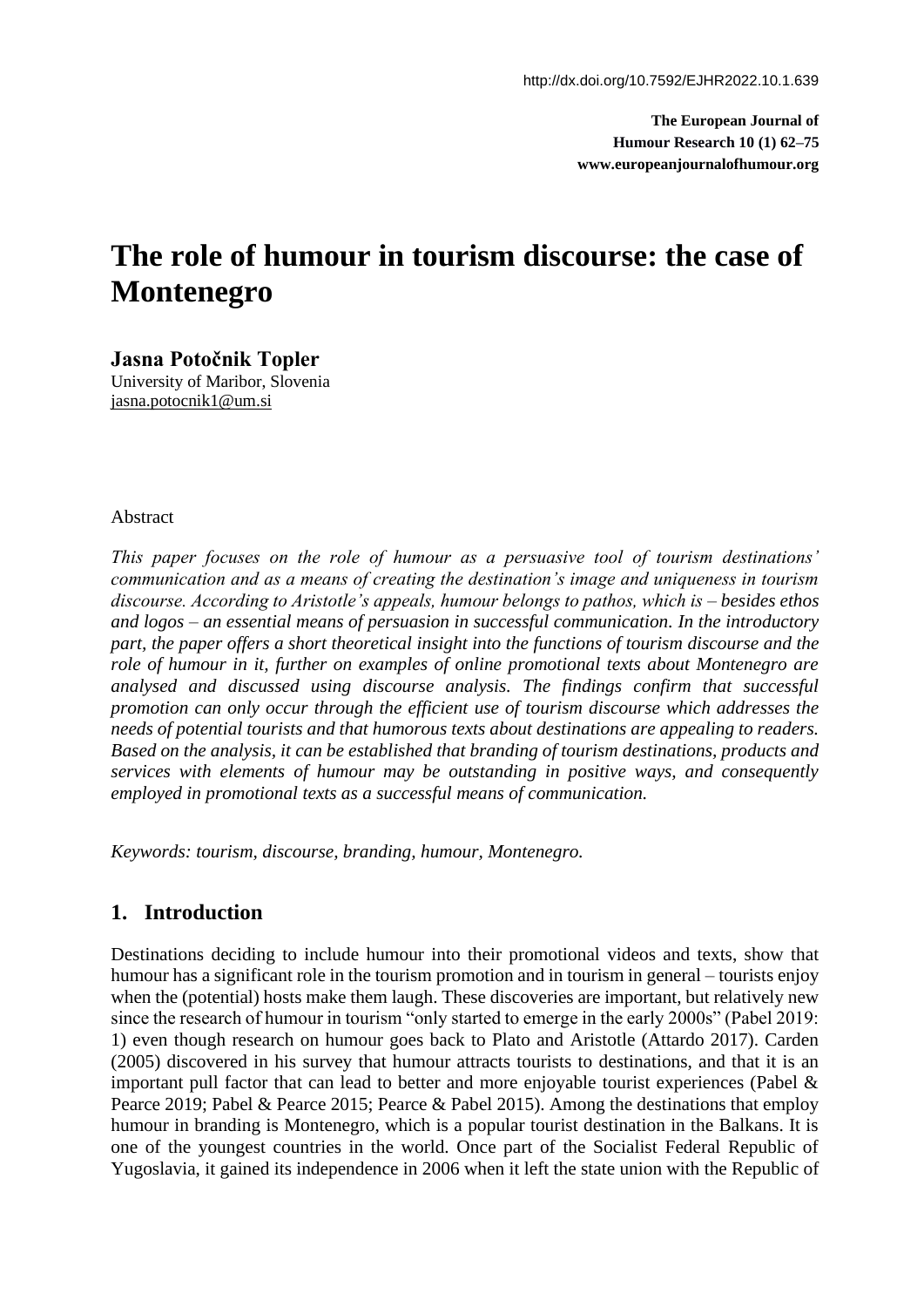http://dx.doi.org/10.7592/EJHR2022.10.1.639

**The European Journal of Humour Research 10 (1) 62–75**
**www.europeanjournalofhumour.org**

# The role of humour in tourism discourse: the case of Montenegro

**Jasna Potočnik Topler**
University of Maribor, Slovenia
jasna.potocnik1@um.si

Abstract

*This paper focuses on the role of humour as a persuasive tool of tourism destinations' communication and as a means of creating the destination's image and uniqueness in tourism discourse. According to Aristotle's appeals, humour belongs to pathos, which is – besides ethos and logos – an essential means of persuasion in successful communication. In the introductory part, the paper offers a short theoretical insight into the functions of tourism discourse and the role of humour in it, further on examples of online promotional texts about Montenegro are analysed and discussed using discourse analysis. The findings confirm that successful promotion can only occur through the efficient use of tourism discourse which addresses the needs of potential tourists and that humorous texts about destinations are appealing to readers. Based on the analysis, it can be established that branding of tourism destinations, products and services with elements of humour may be outstanding in positive ways, and consequently employed in promotional texts as a successful means of communication.*

*Keywords: tourism, discourse, branding, humour, Montenegro.*

## 1. Introduction

Destinations deciding to include humour into their promotional videos and texts, show that humour has a significant role in the tourism promotion and in tourism in general – tourists enjoy when the (potential) hosts make them laugh. These discoveries are important, but relatively new since the research of humour in tourism "only started to emerge in the early 2000s" (Pabel 2019: 1) even though research on humour goes back to Plato and Aristotle (Attardo 2017). Carden (2005) discovered in his survey that humour attracts tourists to destinations, and that it is an important pull factor that can lead to better and more enjoyable tourist experiences (Pabel & Pearce 2019; Pabel & Pearce 2015; Pearce & Pabel 2015). Among the destinations that employ humour in branding is Montenegro, which is a popular tourist destination in the Balkans. It is one of the youngest countries in the world. Once part of the Socialist Federal Republic of Yugoslavia, it gained its independence in 2006 when it left the state union with the Republic of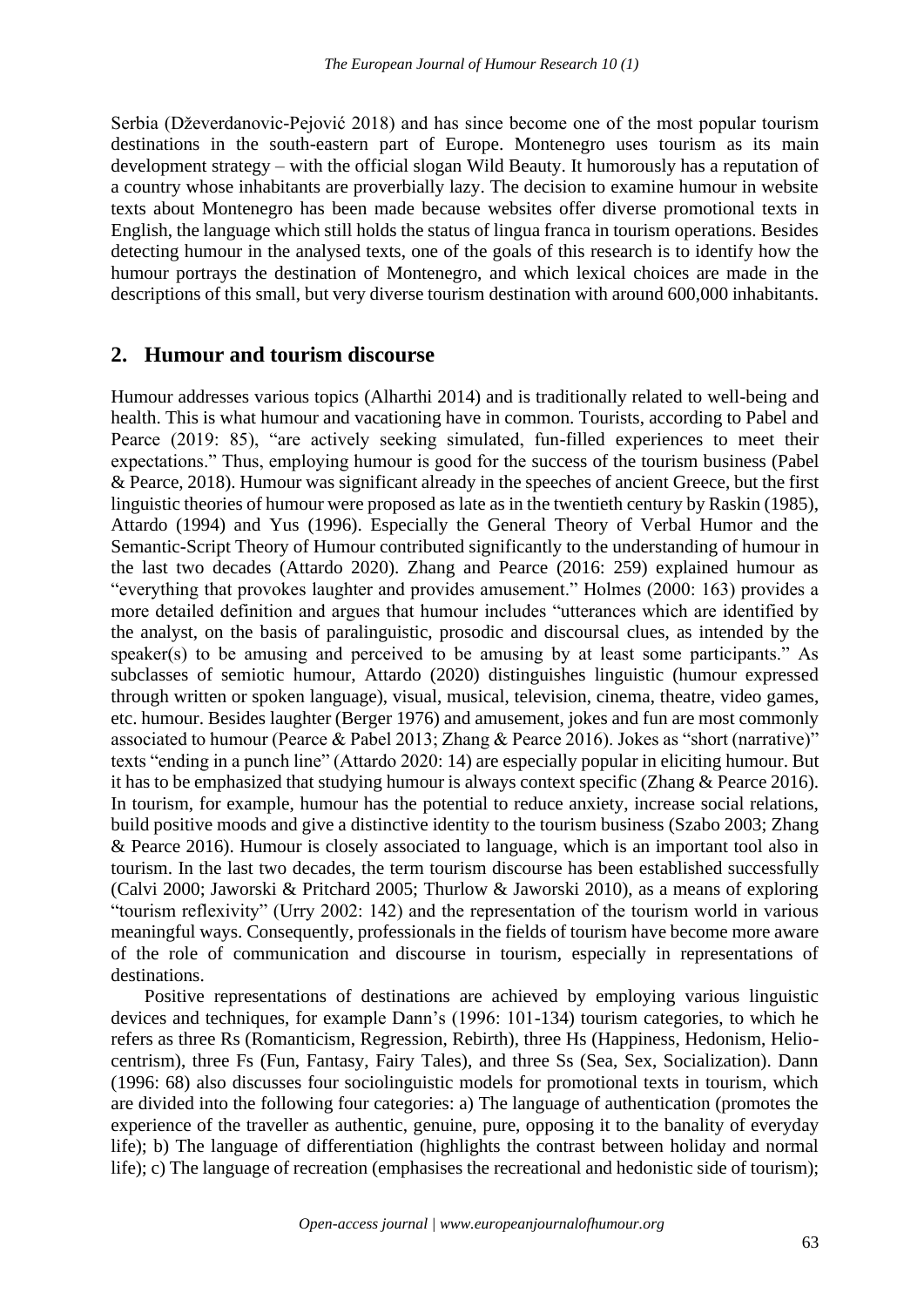Serbia (Dževerdanovic-Pejović 2018) and has since become one of the most popular tourism destinations in the south-eastern part of Europe. Montenegro uses tourism as its main development strategy – with the official slogan Wild Beauty. It humorously has a reputation of a country whose inhabitants are proverbially lazy. The decision to examine humour in website texts about Montenegro has been made because websites offer diverse promotional texts in English, the language which still holds the status of lingua franca in tourism operations. Besides detecting humour in the analysed texts, one of the goals of this research is to identify how the humour portrays the destination of Montenegro, and which lexical choices are made in the descriptions of this small, but very diverse tourism destination with around 600,000 inhabitants.

## 2. Humour and tourism discourse

Humour addresses various topics (Alharthi 2014) and is traditionally related to well-being and health. This is what humour and vacationing have in common. Tourists, according to Pabel and Pearce (2019: 85), "are actively seeking simulated, fun-filled experiences to meet their expectations." Thus, employing humour is good for the success of the tourism business (Pabel & Pearce, 2018). Humour was significant already in the speeches of ancient Greece, but the first linguistic theories of humour were proposed as late as in the twentieth century by Raskin (1985), Attardo (1994) and Yus (1996). Especially the General Theory of Verbal Humor and the Semantic-Script Theory of Humour contributed significantly to the understanding of humour in the last two decades (Attardo 2020). Zhang and Pearce (2016: 259) explained humour as "everything that provokes laughter and provides amusement." Holmes (2000: 163) provides a more detailed definition and argues that humour includes "utterances which are identified by the analyst, on the basis of paralinguistic, prosodic and discoursal clues, as intended by the speaker(s) to be amusing and perceived to be amusing by at least some participants." As subclasses of semiotic humour, Attardo (2020) distinguishes linguistic (humour expressed through written or spoken language), visual, musical, television, cinema, theatre, video games, etc. humour. Besides laughter (Berger 1976) and amusement, jokes and fun are most commonly associated to humour (Pearce & Pabel 2013; Zhang & Pearce 2016). Jokes as "short (narrative)" texts "ending in a punch line" (Attardo 2020: 14) are especially popular in eliciting humour. But it has to be emphasized that studying humour is always context specific (Zhang & Pearce 2016). In tourism, for example, humour has the potential to reduce anxiety, increase social relations, build positive moods and give a distinctive identity to the tourism business (Szabo 2003; Zhang & Pearce 2016). Humour is closely associated to language, which is an important tool also in tourism. In the last two decades, the term tourism discourse has been established successfully (Calvi 2000; Jaworski & Pritchard 2005; Thurlow & Jaworski 2010), as a means of exploring "tourism reflexivity" (Urry 2002: 142) and the representation of the tourism world in various meaningful ways. Consequently, professionals in the fields of tourism have become more aware of the role of communication and discourse in tourism, especially in representations of destinations.

Positive representations of destinations are achieved by employing various linguistic devices and techniques, for example Dann's (1996: 101-134) tourism categories, to which he refers as three Rs (Romanticism, Regression, Rebirth), three Hs (Happiness, Hedonism, Heliocentrism), three Fs (Fun, Fantasy, Fairy Tales), and three Ss (Sea, Sex, Socialization). Dann (1996: 68) also discusses four sociolinguistic models for promotional texts in tourism, which are divided into the following four categories: a) The language of authentication (promotes the experience of the traveller as authentic, genuine, pure, opposing it to the banality of everyday life); b) The language of differentiation (highlights the contrast between holiday and normal life); c) The language of recreation (emphasises the recreational and hedonistic side of tourism);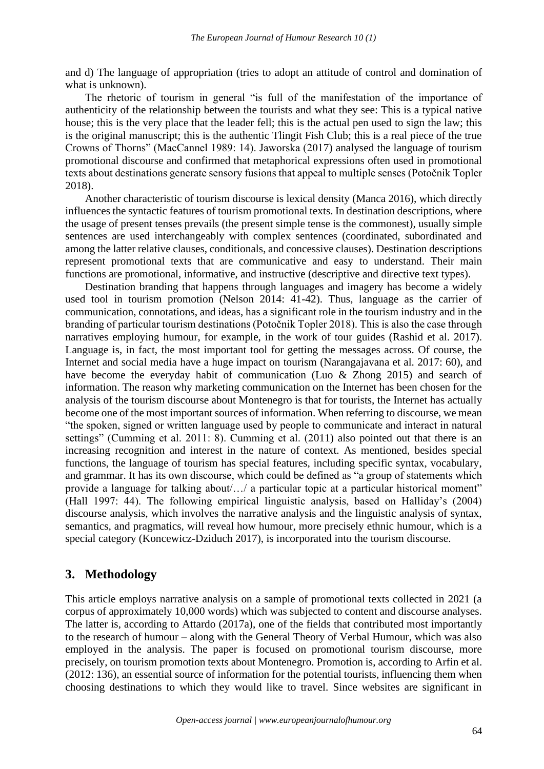and d) The language of appropriation (tries to adopt an attitude of control and domination of what is unknown).

The rhetoric of tourism in general "is full of the manifestation of the importance of authenticity of the relationship between the tourists and what they see: This is a typical native house; this is the very place that the leader fell; this is the actual pen used to sign the law; this is the original manuscript; this is the authentic Tlingit Fish Club; this is a real piece of the true Crowns of Thorns" (MacCannel 1989: 14). Jaworska (2017) analysed the language of tourism promotional discourse and confirmed that metaphorical expressions often used in promotional texts about destinations generate sensory fusions that appeal to multiple senses (Potočnik Topler 2018).

Another characteristic of tourism discourse is lexical density (Manca 2016), which directly influences the syntactic features of tourism promotional texts. In destination descriptions, where the usage of present tenses prevails (the present simple tense is the commonest), usually simple sentences are used interchangeably with complex sentences (coordinated, subordinated and among the latter relative clauses, conditionals, and concessive clauses). Destination descriptions represent promotional texts that are communicative and easy to understand. Their main functions are promotional, informative, and instructive (descriptive and directive text types).

Destination branding that happens through languages and imagery has become a widely used tool in tourism promotion (Nelson 2014: 41-42). Thus, language as the carrier of communication, connotations, and ideas, has a significant role in the tourism industry and in the branding of particular tourism destinations (Potočnik Topler 2018). This is also the case through narratives employing humour, for example, in the work of tour guides (Rashid et al. 2017). Language is, in fact, the most important tool for getting the messages across. Of course, the Internet and social media have a huge impact on tourism (Narangajavana et al. 2017: 60), and have become the everyday habit of communication (Luo & Zhong 2015) and search of information. The reason why marketing communication on the Internet has been chosen for the analysis of the tourism discourse about Montenegro is that for tourists, the Internet has actually become one of the most important sources of information. When referring to discourse, we mean "the spoken, signed or written language used by people to communicate and interact in natural settings" (Cumming et al. 2011: 8). Cumming et al. (2011) also pointed out that there is an increasing recognition and interest in the nature of context. As mentioned, besides special functions, the language of tourism has special features, including specific syntax, vocabulary, and grammar. It has its own discourse, which could be defined as "a group of statements which provide a language for talking about/…/ a particular topic at a particular historical moment" (Hall 1997: 44). The following empirical linguistic analysis, based on Halliday's (2004) discourse analysis, which involves the narrative analysis and the linguistic analysis of syntax, semantics, and pragmatics, will reveal how humour, more precisely ethnic humour, which is a special category (Koncewicz-Dziduch 2017), is incorporated into the tourism discourse.

## 3. Methodology

This article employs narrative analysis on a sample of promotional texts collected in 2021 (a corpus of approximately 10,000 words) which was subjected to content and discourse analyses. The latter is, according to Attardo (2017a), one of the fields that contributed most importantly to the research of humour – along with the General Theory of Verbal Humour, which was also employed in the analysis. The paper is focused on promotional tourism discourse, more precisely, on tourism promotion texts about Montenegro. Promotion is, according to Arfin et al. (2012: 136), an essential source of information for the potential tourists, influencing them when choosing destinations to which they would like to travel. Since websites are significant in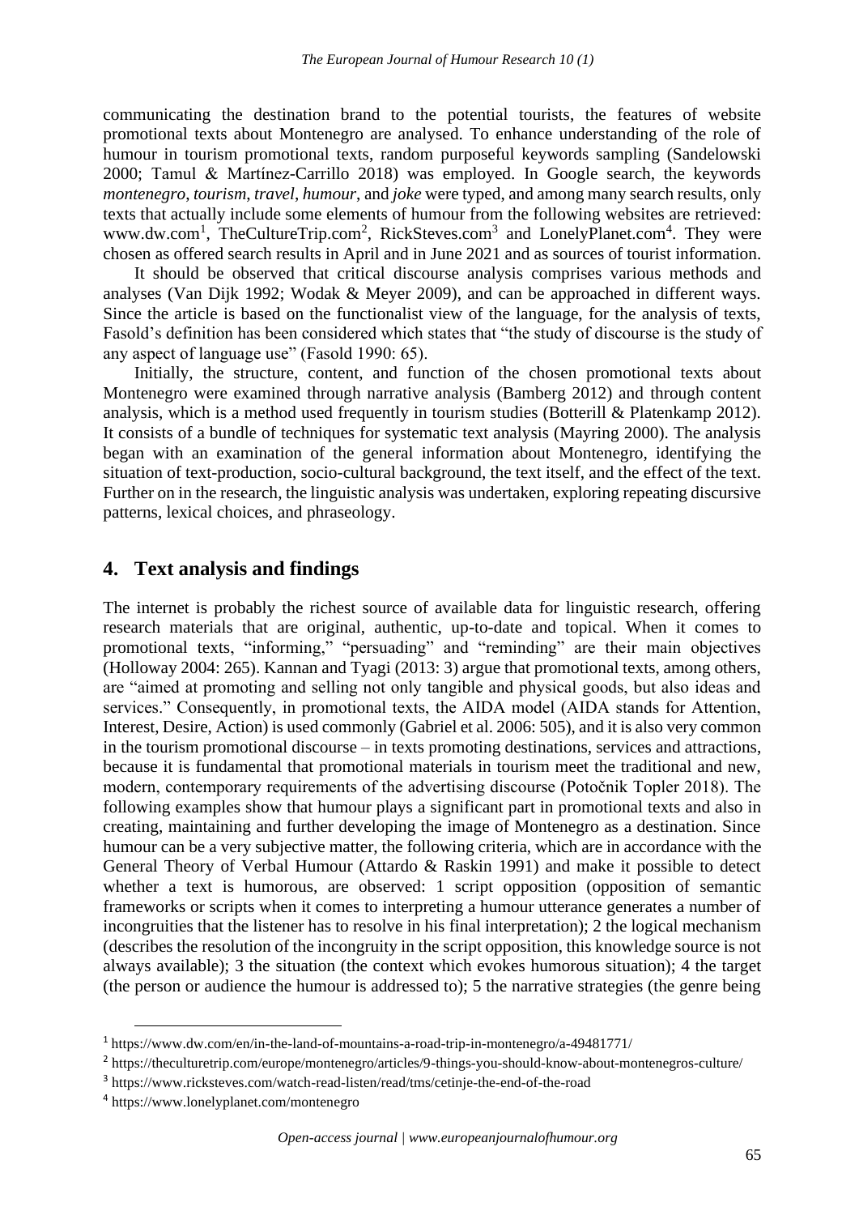communicating the destination brand to the potential tourists, the features of website promotional texts about Montenegro are analysed. To enhance understanding of the role of humour in tourism promotional texts, random purposeful keywords sampling (Sandelowski 2000; Tamul & Martínez-Carrillo 2018) was employed. In Google search, the keywords *montenegro*, *tourism*, *travel*, *humour*, and *joke* were typed, and among many search results, only texts that actually include some elements of humour from the following websites are retrieved: www.dw.com[1], TheCultureTrip.com[2], RickSteves.com[3] and LonelyPlanet.com[4]. They were chosen as offered search results in April and in June 2021 and as sources of tourist information.

It should be observed that critical discourse analysis comprises various methods and analyses (Van Dijk 1992; Wodak & Meyer 2009), and can be approached in different ways. Since the article is based on the functionalist view of the language, for the analysis of texts, Fasold's definition has been considered which states that "the study of discourse is the study of any aspect of language use" (Fasold 1990: 65).

Initially, the structure, content, and function of the chosen promotional texts about Montenegro were examined through narrative analysis (Bamberg 2012) and through content analysis, which is a method used frequently in tourism studies (Botterill & Platenkamp 2012). It consists of a bundle of techniques for systematic text analysis (Mayring 2000). The analysis began with an examination of the general information about Montenegro, identifying the situation of text-production, socio-cultural background, the text itself, and the effect of the text. Further on in the research, the linguistic analysis was undertaken, exploring repeating discursive patterns, lexical choices, and phraseology.

## 4. Text analysis and findings

The internet is probably the richest source of available data for linguistic research, offering research materials that are original, authentic, up-to-date and topical. When it comes to promotional texts, "informing," "persuading" and "reminding" are their main objectives (Holloway 2004: 265). Kannan and Tyagi (2013: 3) argue that promotional texts, among others, are "aimed at promoting and selling not only tangible and physical goods, but also ideas and services." Consequently, in promotional texts, the AIDA model (AIDA stands for Attention, Interest, Desire, Action) is used commonly (Gabriel et al. 2006: 505), and it is also very common in the tourism promotional discourse – in texts promoting destinations, services and attractions, because it is fundamental that promotional materials in tourism meet the traditional and new, modern, contemporary requirements of the advertising discourse (Potočnik Topler 2018). The following examples show that humour plays a significant part in promotional texts and also in creating, maintaining and further developing the image of Montenegro as a destination. Since humour can be a very subjective matter, the following criteria, which are in accordance with the General Theory of Verbal Humour (Attardo & Raskin 1991) and make it possible to detect whether a text is humorous, are observed: 1 script opposition (opposition of semantic frameworks or scripts when it comes to interpreting a humour utterance generates a number of incongruities that the listener has to resolve in his final interpretation); 2 the logical mechanism (describes the resolution of the incongruity in the script opposition, this knowledge source is not always available); 3 the situation (the context which evokes humorous situation); 4 the target (the person or audience the humour is addressed to); 5 the narrative strategies (the genre being

---

[1] https://www.dw.com/en/in-the-land-of-mountains-a-road-trip-in-montenegro/a-49481771/

[2] https://theculturetrip.com/europe/montenegro/articles/9-things-you-should-know-about-montenegros-culture/

[3] https://www.ricksteves.com/watch-read-listen/read/tms/cetinje-the-end-of-the-road

[4] https://www.lonelyplanet.com/montenegro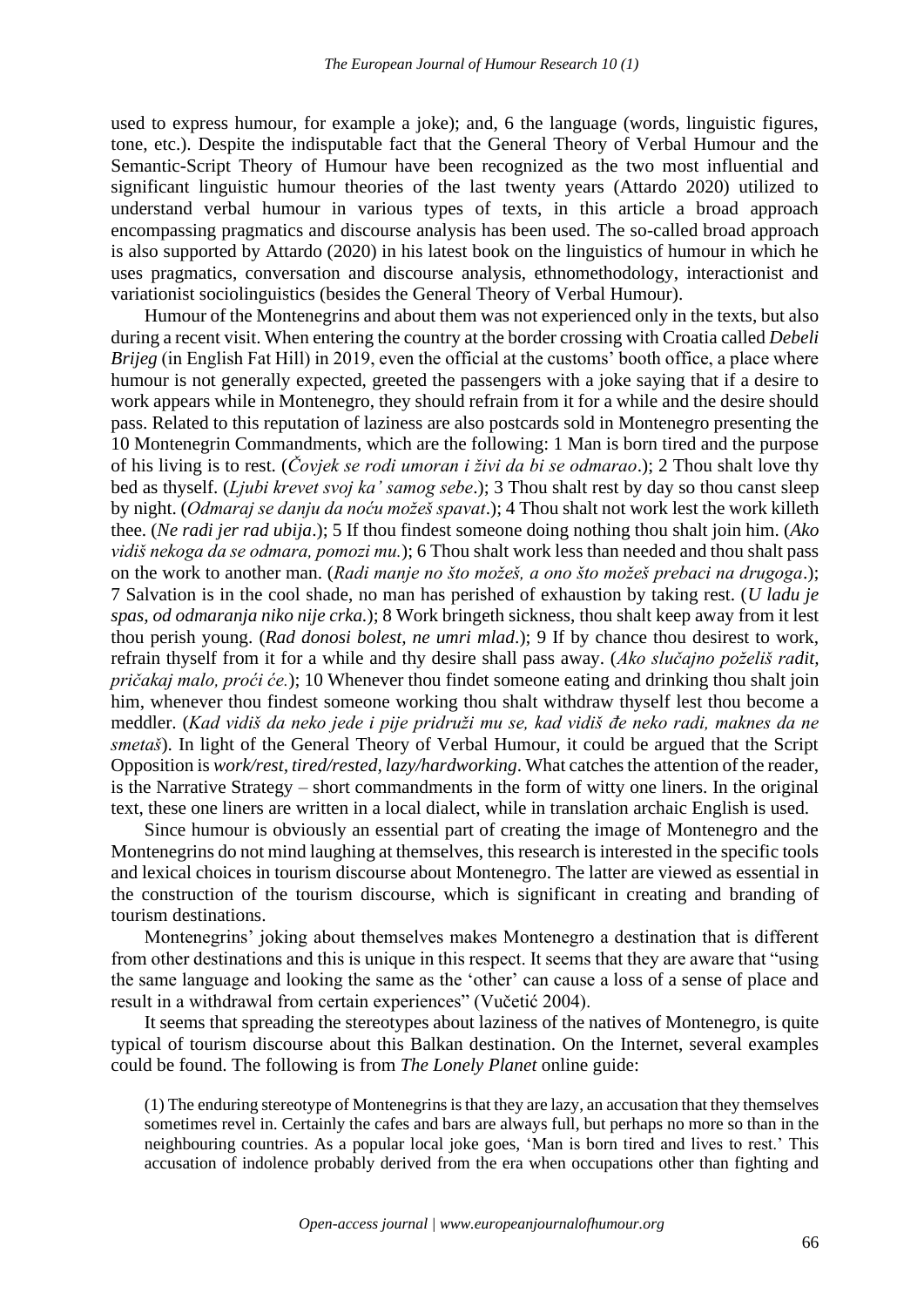used to express humour, for example a joke); and, 6 the language (words, linguistic figures, tone, etc.). Despite the indisputable fact that the General Theory of Verbal Humour and the Semantic-Script Theory of Humour have been recognized as the two most influential and significant linguistic humour theories of the last twenty years (Attardo 2020) utilized to understand verbal humour in various types of texts, in this article a broad approach encompassing pragmatics and discourse analysis has been used. The so-called broad approach is also supported by Attardo (2020) in his latest book on the linguistics of humour in which he uses pragmatics, conversation and discourse analysis, ethnomethodology, interactionist and variationist sociolinguistics (besides the General Theory of Verbal Humour).

Humour of the Montenegrins and about them was not experienced only in the texts, but also during a recent visit. When entering the country at the border crossing with Croatia called *Debeli Brijeg* (in English Fat Hill) in 2019, even the official at the customs' booth office, a place where humour is not generally expected, greeted the passengers with a joke saying that if a desire to work appears while in Montenegro, they should refrain from it for a while and the desire should pass. Related to this reputation of laziness are also postcards sold in Montenegro presenting the 10 Montenegrin Commandments, which are the following: 1 Man is born tired and the purpose of his living is to rest. (*Čovjek se rodi umoran i živi da bi se odmarao*.); 2 Thou shalt love thy bed as thyself. (*Ljubi krevet svoj ka' samog sebe*.); 3 Thou shalt rest by day so thou canst sleep by night. (*Odmaraj se danju da noću možeš spavat*.); 4 Thou shalt not work lest the work killeth thee. (*Ne radi jer rad ubija*.); 5 If thou findest someone doing nothing thou shalt join him. (*Ako vidiš nekoga da se odmara, pomozi mu.*); 6 Thou shalt work less than needed and thou shalt pass on the work to another man. (*Radi manje no što možeš, a ono što možeš prebaci na drugoga*.); 7 Salvation is in the cool shade, no man has perished of exhaustion by taking rest. (*U ladu je spas, od odmaranja niko nije crka.*); 8 Work bringeth sickness, thou shalt keep away from it lest thou perish young. (*Rad donosi bolest, ne umri mlad*.); 9 If by chance thou desirest to work, refrain thyself from it for a while and thy desire shall pass away. (*Ako slučajno poželiš radit, pričakaj malo, proći će.*); 10 Whenever thou findet someone eating and drinking thou shalt join him, whenever thou findest someone working thou shalt withdraw thyself lest thou become a meddler. (*Kad vidiš da neko jede i pije pridruži mu se, kad vidiš đe neko radi, maknes da ne smetaš*). In light of the General Theory of Verbal Humour, it could be argued that the Script Opposition is *work/rest, tired/rested, lazy/hardworking*. What catches the attention of the reader, is the Narrative Strategy – short commandments in the form of witty one liners. In the original text, these one liners are written in a local dialect, while in translation archaic English is used.

Since humour is obviously an essential part of creating the image of Montenegro and the Montenegrins do not mind laughing at themselves, this research is interested in the specific tools and lexical choices in tourism discourse about Montenegro. The latter are viewed as essential in the construction of the tourism discourse, which is significant in creating and branding of tourism destinations.

Montenegrins' joking about themselves makes Montenegro a destination that is different from other destinations and this is unique in this respect. It seems that they are aware that "using the same language and looking the same as the 'other' can cause a loss of a sense of place and result in a withdrawal from certain experiences" (Vučetić 2004).

It seems that spreading the stereotypes about laziness of the natives of Montenegro, is quite typical of tourism discourse about this Balkan destination. On the Internet, several examples could be found. The following is from *The Lonely Planet* online guide:

> (1) The enduring stereotype of Montenegrins is that they are lazy, an accusation that they themselves sometimes revel in. Certainly the cafes and bars are always full, but perhaps no more so than in the neighbouring countries. As a popular local joke goes, 'Man is born tired and lives to rest.' This accusation of indolence probably derived from the era when occupations other than fighting and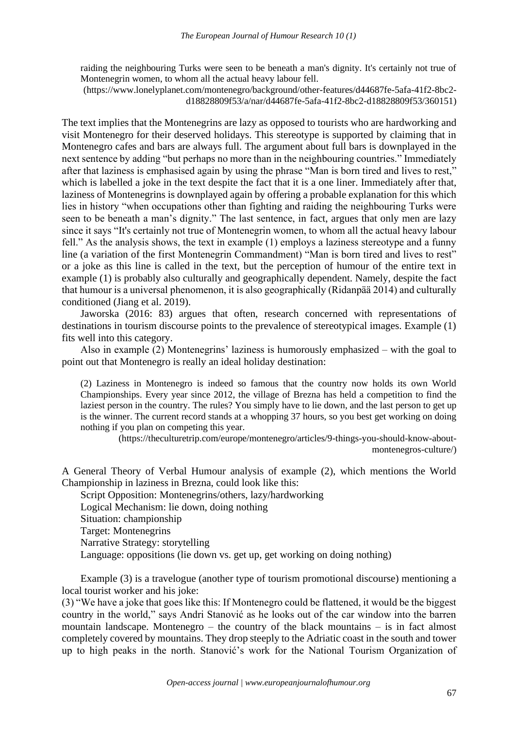raiding the neighbouring Turks were seen to be beneath a man's dignity. It's certainly not true of Montenegrin women, to whom all the actual heavy labour fell.

(https://www.lonelyplanet.com/montenegro/background/other-features/d44687fe-5afa-41f2-8bc2-d18828809f53/a/nar/d44687fe-5afa-41f2-8bc2-d18828809f53/360151)

The text implies that the Montenegrins are lazy as opposed to tourists who are hardworking and visit Montenegro for their deserved holidays. This stereotype is supported by claiming that in Montenegro cafes and bars are always full. The argument about full bars is downplayed in the next sentence by adding "but perhaps no more than in the neighbouring countries." Immediately after that laziness is emphasised again by using the phrase "Man is born tired and lives to rest," which is labelled a joke in the text despite the fact that it is a one liner. Immediately after that, laziness of Montenegrins is downplayed again by offering a probable explanation for this which lies in history "when occupations other than fighting and raiding the neighbouring Turks were seen to be beneath a man's dignity." The last sentence, in fact, argues that only men are lazy since it says "It's certainly not true of Montenegrin women, to whom all the actual heavy labour fell." As the analysis shows, the text in example (1) employs a laziness stereotype and a funny line (a variation of the first Montenegrin Commandment) "Man is born tired and lives to rest" or a joke as this line is called in the text, but the perception of humour of the entire text in example (1) is probably also culturally and geographically dependent. Namely, despite the fact that humour is a universal phenomenon, it is also geographically (Ridanpää 2014) and culturally conditioned (Jiang et al. 2019).

Jaworska (2016: 83) argues that often, research concerned with representations of destinations in tourism discourse points to the prevalence of stereotypical images. Example (1) fits well into this category.

Also in example (2) Montenegrins' laziness is humorously emphasized – with the goal to point out that Montenegro is really an ideal holiday destination:

(2) Laziness in Montenegro is indeed so famous that the country now holds its own World Championships. Every year since 2012, the village of Brezna has held a competition to find the laziest person in the country. The rules? You simply have to lie down, and the last person to get up is the winner. The current record stands at a whopping 37 hours, so you best get working on doing nothing if you plan on competing this year.

(https://theculturetrip.com/europe/montenegro/articles/9-things-you-should-know-about-montenegros-culture/)

A General Theory of Verbal Humour analysis of example (2), which mentions the World Championship in laziness in Brezna, could look like this:

Script Opposition: Montenegrins/others, lazy/hardworking  
Logical Mechanism: lie down, doing nothing  
Situation: championship  
Target: Montenegrins  
Narrative Strategy: storytelling  
Language: oppositions (lie down vs. get up, get working on doing nothing)

Example (3) is a travelogue (another type of tourism promotional discourse) mentioning a local tourist worker and his joke:

(3) "We have a joke that goes like this: If Montenegro could be flattened, it would be the biggest country in the world," says Andri Stanović as he looks out of the car window into the barren mountain landscape. Montenegro – the country of the black mountains – is in fact almost completely covered by mountains. They drop steeply to the Adriatic coast in the south and tower up to high peaks in the north. Stanović's work for the National Tourism Organization of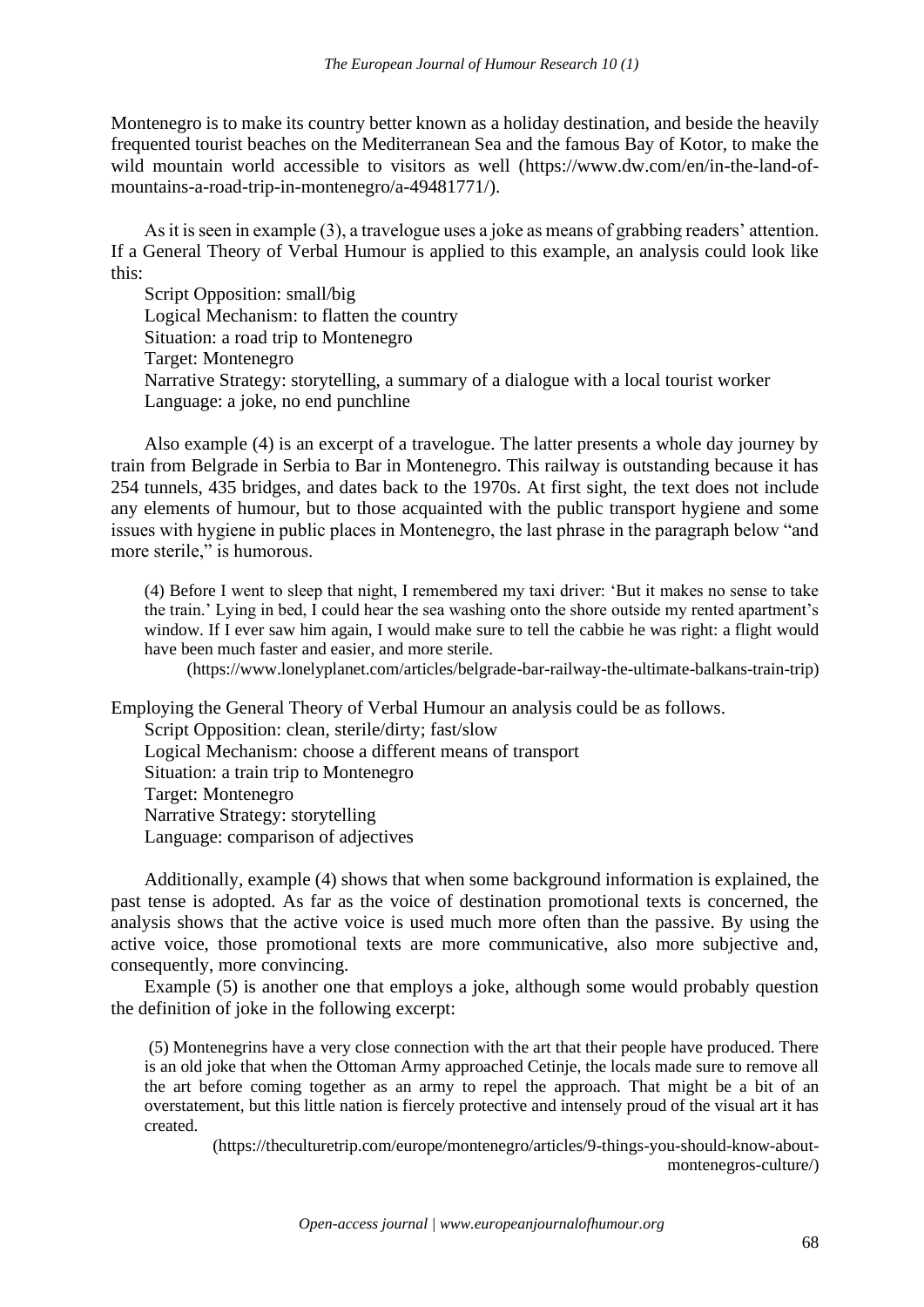Montenegro is to make its country better known as a holiday destination, and beside the heavily frequented tourist beaches on the Mediterranean Sea and the famous Bay of Kotor, to make the wild mountain world accessible to visitors as well (https://www.dw.com/en/in-the-land-of-mountains-a-road-trip-in-montenegro/a-49481771/).

As it is seen in example (3), a travelogue uses a joke as means of grabbing readers' attention. If a General Theory of Verbal Humour is applied to this example, an analysis could look like this:

Script Opposition: small/big  
Logical Mechanism: to flatten the country  
Situation: a road trip to Montenegro  
Target: Montenegro  
Narrative Strategy: storytelling, a summary of a dialogue with a local tourist worker  
Language: a joke, no end punchline

Also example (4) is an excerpt of a travelogue. The latter presents a whole day journey by train from Belgrade in Serbia to Bar in Montenegro. This railway is outstanding because it has 254 tunnels, 435 bridges, and dates back to the 1970s. At first sight, the text does not include any elements of humour, but to those acquainted with the public transport hygiene and some issues with hygiene in public places in Montenegro, the last phrase in the paragraph below "and more sterile," is humorous.

> (4) Before I went to sleep that night, I remembered my taxi driver: 'But it makes no sense to take the train.' Lying in bed, I could hear the sea washing onto the shore outside my rented apartment's window. If I ever saw him again, I would make sure to tell the cabbie he was right: a flight would have been much faster and easier, and more sterile.
>
> (https://www.lonelyplanet.com/articles/belgrade-bar-railway-the-ultimate-balkans-train-trip)

Employing the General Theory of Verbal Humour an analysis could be as follows.

Script Opposition: clean, sterile/dirty; fast/slow  
Logical Mechanism: choose a different means of transport  
Situation: a train trip to Montenegro  
Target: Montenegro  
Narrative Strategy: storytelling  
Language: comparison of adjectives

Additionally, example (4) shows that when some background information is explained, the past tense is adopted. As far as the voice of destination promotional texts is concerned, the analysis shows that the active voice is used much more often than the passive. By using the active voice, those promotional texts are more communicative, also more subjective and, consequently, more convincing.

Example (5) is another one that employs a joke, although some would probably question the definition of joke in the following excerpt:

> (5) Montenegrins have a very close connection with the art that their people have produced. There is an old joke that when the Ottoman Army approached Cetinje, the locals made sure to remove all the art before coming together as an army to repel the approach. That might be a bit of an overstatement, but this little nation is fiercely protective and intensely proud of the visual art it has created.
>
> (https://theculturetrip.com/europe/montenegro/articles/9-things-you-should-know-about-montenegros-culture/)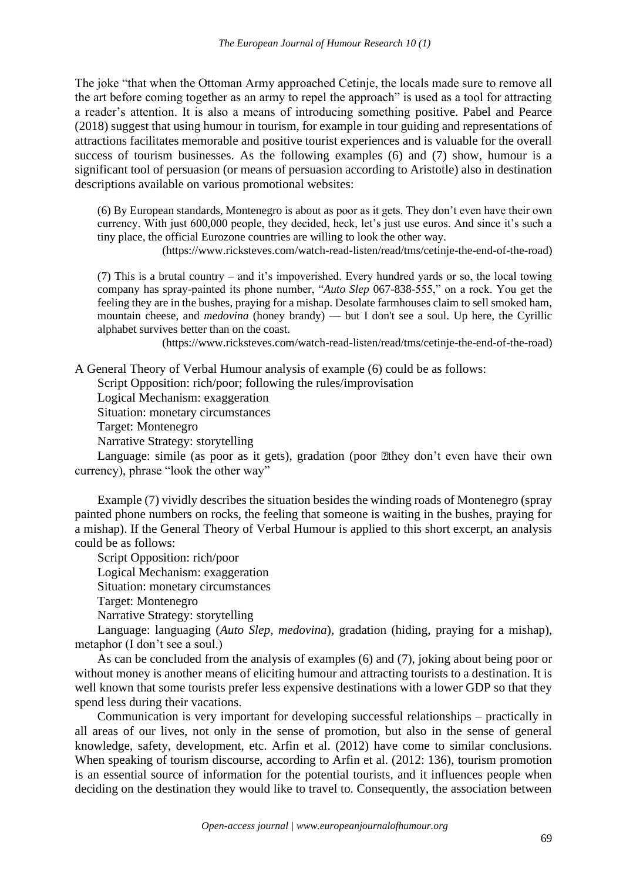The joke "that when the Ottoman Army approached Cetinje, the locals made sure to remove all the art before coming together as an army to repel the approach" is used as a tool for attracting a reader's attention. It is also a means of introducing something positive. Pabel and Pearce (2018) suggest that using humour in tourism, for example in tour guiding and representations of attractions facilitates memorable and positive tourist experiences and is valuable for the overall success of tourism businesses. As the following examples (6) and (7) show, humour is a significant tool of persuasion (or means of persuasion according to Aristotle) also in destination descriptions available on various promotional websites:

> (6) By European standards, Montenegro is about as poor as it gets. They don't even have their own currency. With just 600,000 people, they decided, heck, let's just use euros. And since it's such a tiny place, the official Eurozone countries are willing to look the other way.
>
> (https://www.ricksteves.com/watch-read-listen/read/tms/cetinje-the-end-of-the-road)

> (7) This is a brutal country – and it's impoverished. Every hundred yards or so, the local towing company has spray-painted its phone number, "*Auto Slep* 067-838-555," on a rock. You get the feeling they are in the bushes, praying for a mishap. Desolate farmhouses claim to sell smoked ham, mountain cheese, and *medovina* (honey brandy) — but I don't see a soul. Up here, the Cyrillic alphabet survives better than on the coast.
>
> (https://www.ricksteves.com/watch-read-listen/read/tms/cetinje-the-end-of-the-road)

A General Theory of Verbal Humour analysis of example (6) could be as follows:

Script Opposition: rich/poor; following the rules/improvisation
Logical Mechanism: exaggeration
Situation: monetary circumstances
Target: Montenegro
Narrative Strategy: storytelling
Language: simile (as poor as it gets), gradation (poor → they don't even have their own currency), phrase "look the other way"

Example (7) vividly describes the situation besides the winding roads of Montenegro (spray painted phone numbers on rocks, the feeling that someone is waiting in the bushes, praying for a mishap). If the General Theory of Verbal Humour is applied to this short excerpt, an analysis could be as follows:

Script Opposition: rich/poor
Logical Mechanism: exaggeration
Situation: monetary circumstances
Target: Montenegro
Narrative Strategy: storytelling
Language: languaging (*Auto Slep*, *medovina*), gradation (hiding, praying for a mishap), metaphor (I don't see a soul.)

As can be concluded from the analysis of examples (6) and (7), joking about being poor or without money is another means of eliciting humour and attracting tourists to a destination. It is well known that some tourists prefer less expensive destinations with a lower GDP so that they spend less during their vacations.

Communication is very important for developing successful relationships – practically in all areas of our lives, not only in the sense of promotion, but also in the sense of general knowledge, safety, development, etc. Arfin et al. (2012) have come to similar conclusions. When speaking of tourism discourse, according to Arfin et al. (2012: 136), tourism promotion is an essential source of information for the potential tourists, and it influences people when deciding on the destination they would like to travel to. Consequently, the association between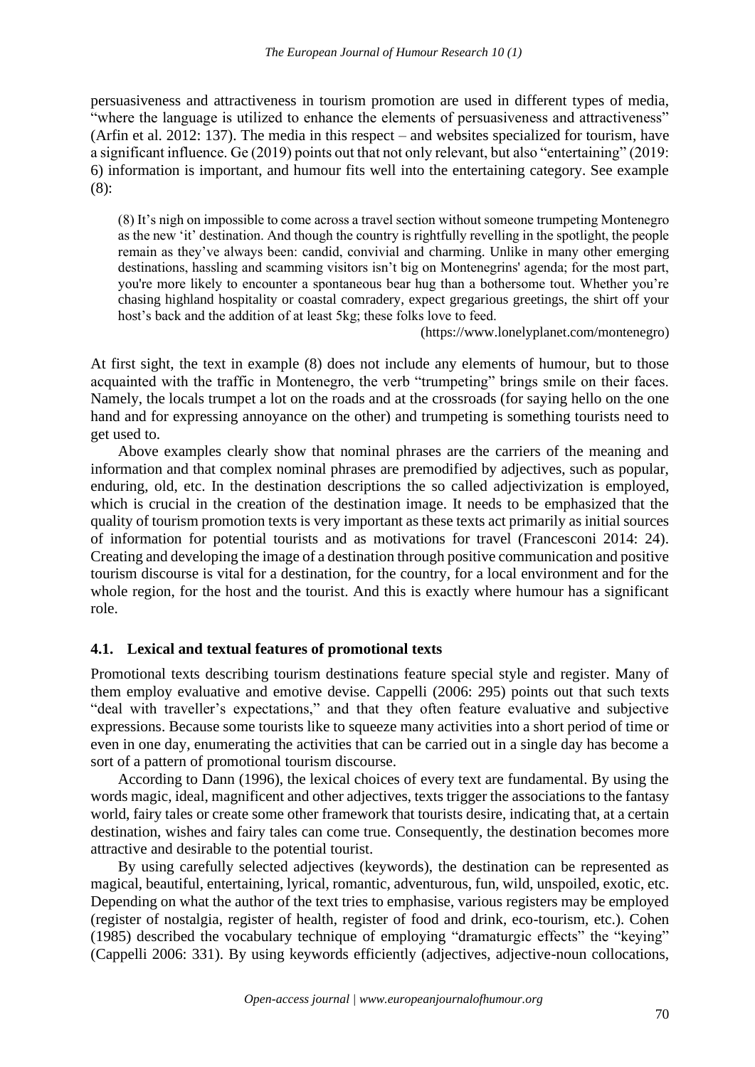persuasiveness and attractiveness in tourism promotion are used in different types of media, "where the language is utilized to enhance the elements of persuasiveness and attractiveness" (Arfin et al. 2012: 137). The media in this respect – and websites specialized for tourism, have a significant influence. Ge (2019) points out that not only relevant, but also "entertaining" (2019: 6) information is important, and humour fits well into the entertaining category. See example (8):

> (8) It's nigh on impossible to come across a travel section without someone trumpeting Montenegro as the new 'it' destination. And though the country is rightfully revelling in the spotlight, the people remain as they've always been: candid, convivial and charming. Unlike in many other emerging destinations, hassling and scamming visitors isn't big on Montenegrins' agenda; for the most part, you're more likely to encounter a spontaneous bear hug than a bothersome tout. Whether you're chasing highland hospitality or coastal comradery, expect gregarious greetings, the shirt off your host's back and the addition of at least 5kg; these folks love to feed.
>
> (https://www.lonelyplanet.com/montenegro)

At first sight, the text in example (8) does not include any elements of humour, but to those acquainted with the traffic in Montenegro, the verb "trumpeting" brings smile on their faces. Namely, the locals trumpet a lot on the roads and at the crossroads (for saying hello on the one hand and for expressing annoyance on the other) and trumpeting is something tourists need to get used to.

Above examples clearly show that nominal phrases are the carriers of the meaning and information and that complex nominal phrases are premodified by adjectives, such as popular, enduring, old, etc. In the destination descriptions the so called adjectivization is employed, which is crucial in the creation of the destination image. It needs to be emphasized that the quality of tourism promotion texts is very important as these texts act primarily as initial sources of information for potential tourists and as motivations for travel (Francesconi 2014: 24). Creating and developing the image of a destination through positive communication and positive tourism discourse is vital for a destination, for the country, for a local environment and for the whole region, for the host and the tourist. And this is exactly where humour has a significant role.

### 4.1. Lexical and textual features of promotional texts

Promotional texts describing tourism destinations feature special style and register. Many of them employ evaluative and emotive devise. Cappelli (2006: 295) points out that such texts "deal with traveller's expectations," and that they often feature evaluative and subjective expressions. Because some tourists like to squeeze many activities into a short period of time or even in one day, enumerating the activities that can be carried out in a single day has become a sort of a pattern of promotional tourism discourse.

According to Dann (1996), the lexical choices of every text are fundamental. By using the words magic, ideal, magnificent and other adjectives, texts trigger the associations to the fantasy world, fairy tales or create some other framework that tourists desire, indicating that, at a certain destination, wishes and fairy tales can come true. Consequently, the destination becomes more attractive and desirable to the potential tourist.

By using carefully selected adjectives (keywords), the destination can be represented as magical, beautiful, entertaining, lyrical, romantic, adventurous, fun, wild, unspoiled, exotic, etc. Depending on what the author of the text tries to emphasise, various registers may be employed (register of nostalgia, register of health, register of food and drink, eco-tourism, etc.). Cohen (1985) described the vocabulary technique of employing "dramaturgic effects" the "keying" (Cappelli 2006: 331). By using keywords efficiently (adjectives, adjective-noun collocations,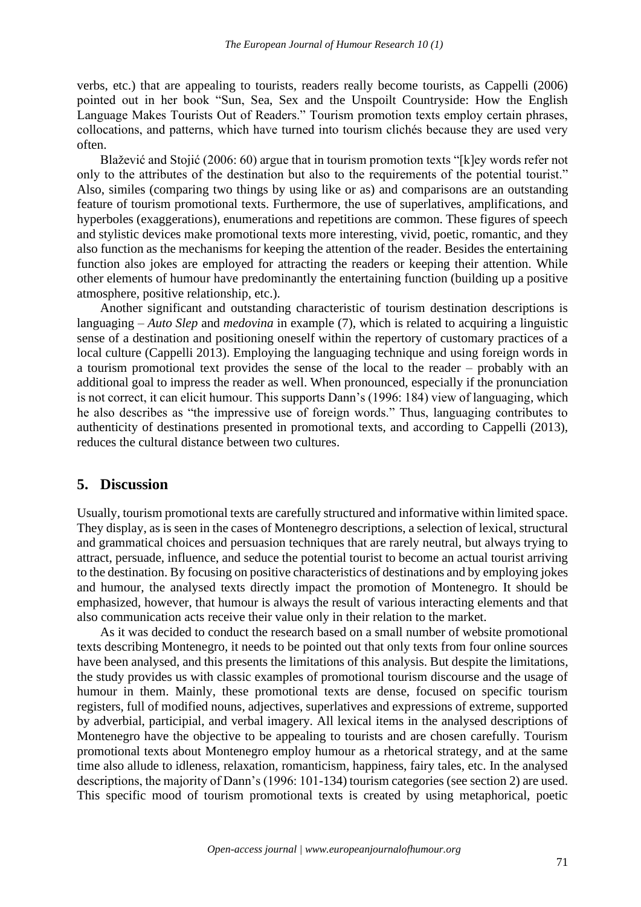verbs, etc.) that are appealing to tourists, readers really become tourists, as Cappelli (2006) pointed out in her book "Sun, Sea, Sex and the Unspoilt Countryside: How the English Language Makes Tourists Out of Readers." Tourism promotion texts employ certain phrases, collocations, and patterns, which have turned into tourism clichés because they are used very often.

Blažević and Stojić (2006: 60) argue that in tourism promotion texts "[k]ey words refer not only to the attributes of the destination but also to the requirements of the potential tourist." Also, similes (comparing two things by using like or as) and comparisons are an outstanding feature of tourism promotional texts. Furthermore, the use of superlatives, amplifications, and hyperboles (exaggerations), enumerations and repetitions are common. These figures of speech and stylistic devices make promotional texts more interesting, vivid, poetic, romantic, and they also function as the mechanisms for keeping the attention of the reader. Besides the entertaining function also jokes are employed for attracting the readers or keeping their attention. While other elements of humour have predominantly the entertaining function (building up a positive atmosphere, positive relationship, etc.).

Another significant and outstanding characteristic of tourism destination descriptions is languaging – *Auto Slep* and *medovina* in example (7), which is related to acquiring a linguistic sense of a destination and positioning oneself within the repertory of customary practices of a local culture (Cappelli 2013). Employing the languaging technique and using foreign words in a tourism promotional text provides the sense of the local to the reader – probably with an additional goal to impress the reader as well. When pronounced, especially if the pronunciation is not correct, it can elicit humour. This supports Dann's (1996: 184) view of languaging, which he also describes as "the impressive use of foreign words." Thus, languaging contributes to authenticity of destinations presented in promotional texts, and according to Cappelli (2013), reduces the cultural distance between two cultures.

## 5. Discussion

Usually, tourism promotional texts are carefully structured and informative within limited space. They display, as is seen in the cases of Montenegro descriptions, a selection of lexical, structural and grammatical choices and persuasion techniques that are rarely neutral, but always trying to attract, persuade, influence, and seduce the potential tourist to become an actual tourist arriving to the destination. By focusing on positive characteristics of destinations and by employing jokes and humour, the analysed texts directly impact the promotion of Montenegro. It should be emphasized, however, that humour is always the result of various interacting elements and that also communication acts receive their value only in their relation to the market.

As it was decided to conduct the research based on a small number of website promotional texts describing Montenegro, it needs to be pointed out that only texts from four online sources have been analysed, and this presents the limitations of this analysis. But despite the limitations, the study provides us with classic examples of promotional tourism discourse and the usage of humour in them. Mainly, these promotional texts are dense, focused on specific tourism registers, full of modified nouns, adjectives, superlatives and expressions of extreme, supported by adverbial, participial, and verbal imagery. All lexical items in the analysed descriptions of Montenegro have the objective to be appealing to tourists and are chosen carefully. Tourism promotional texts about Montenegro employ humour as a rhetorical strategy, and at the same time also allude to idleness, relaxation, romanticism, happiness, fairy tales, etc. In the analysed descriptions, the majority of Dann's (1996: 101-134) tourism categories (see section 2) are used. This specific mood of tourism promotional texts is created by using metaphorical, poetic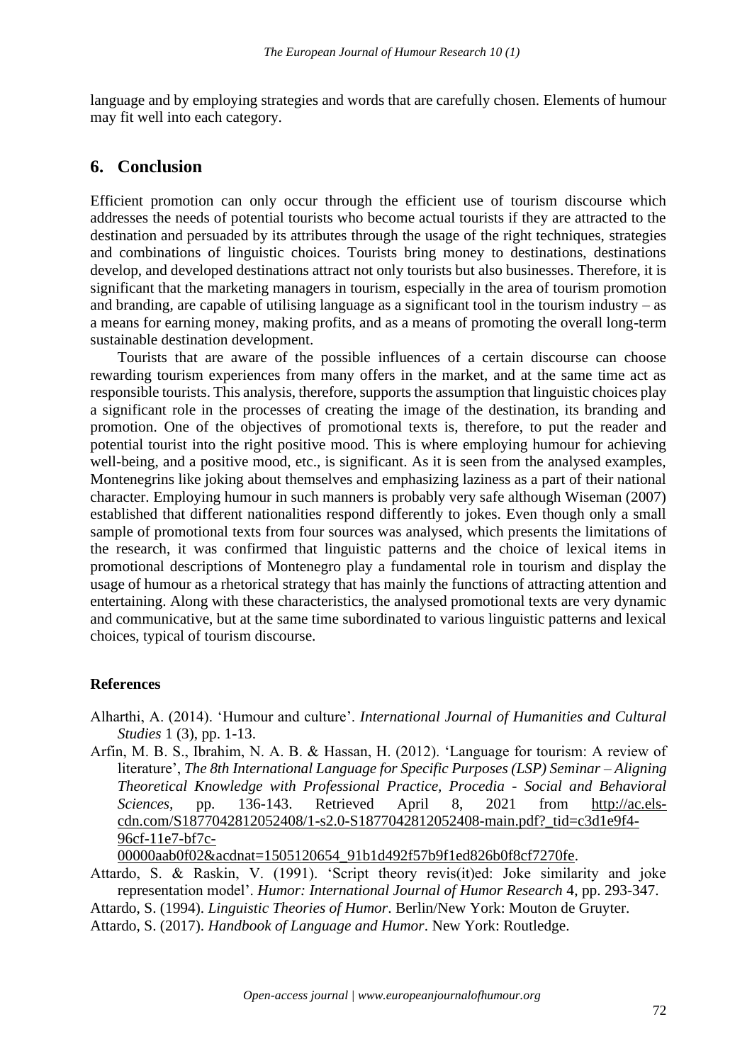language and by employing strategies and words that are carefully chosen. Elements of humour may fit well into each category.

## 6. Conclusion

Efficient promotion can only occur through the efficient use of tourism discourse which addresses the needs of potential tourists who become actual tourists if they are attracted to the destination and persuaded by its attributes through the usage of the right techniques, strategies and combinations of linguistic choices. Tourists bring money to destinations, destinations develop, and developed destinations attract not only tourists but also businesses. Therefore, it is significant that the marketing managers in tourism, especially in the area of tourism promotion and branding, are capable of utilising language as a significant tool in the tourism industry – as a means for earning money, making profits, and as a means of promoting the overall long-term sustainable destination development.

Tourists that are aware of the possible influences of a certain discourse can choose rewarding tourism experiences from many offers in the market, and at the same time act as responsible tourists. This analysis, therefore, supports the assumption that linguistic choices play a significant role in the processes of creating the image of the destination, its branding and promotion. One of the objectives of promotional texts is, therefore, to put the reader and potential tourist into the right positive mood. This is where employing humour for achieving well-being, and a positive mood, etc., is significant. As it is seen from the analysed examples, Montenegrins like joking about themselves and emphasizing laziness as a part of their national character. Employing humour in such manners is probably very safe although Wiseman (2007) established that different nationalities respond differently to jokes. Even though only a small sample of promotional texts from four sources was analysed, which presents the limitations of the research, it was confirmed that linguistic patterns and the choice of lexical items in promotional descriptions of Montenegro play a fundamental role in tourism and display the usage of humour as a rhetorical strategy that has mainly the functions of attracting attention and entertaining. Along with these characteristics, the analysed promotional texts are very dynamic and communicative, but at the same time subordinated to various linguistic patterns and lexical choices, typical of tourism discourse.

### References

Alharthi, A. (2014). 'Humour and culture'. *International Journal of Humanities and Cultural Studies* 1 (3), pp. 1-13.

Arfin, M. B. S., Ibrahim, N. A. B. & Hassan, H. (2012). 'Language for tourism: A review of literature', *The 8th International Language for Specific Purposes (LSP) Seminar – Aligning Theoretical Knowledge with Professional Practice, Procedia - Social and Behavioral Sciences*, pp. 136-143. Retrieved April 8, 2021 from http://ac.els-cdn.com/S1877042812052408/1-s2.0-S1877042812052408-main.pdf?_tid=c3d1e9f4-96cf-11e7-bf7c-00000aab0f02&acdnat=1505120654_91b1d492f57b9f1ed826b0f8cf7270fe.

Attardo, S. & Raskin, V. (1991). 'Script theory revis(it)ed: Joke similarity and joke representation model'. *Humor: International Journal of Humor Research* 4, pp. 293-347.

Attardo, S. (1994). *Linguistic Theories of Humor*. Berlin/New York: Mouton de Gruyter.

Attardo, S. (2017). *Handbook of Language and Humor*. New York: Routledge.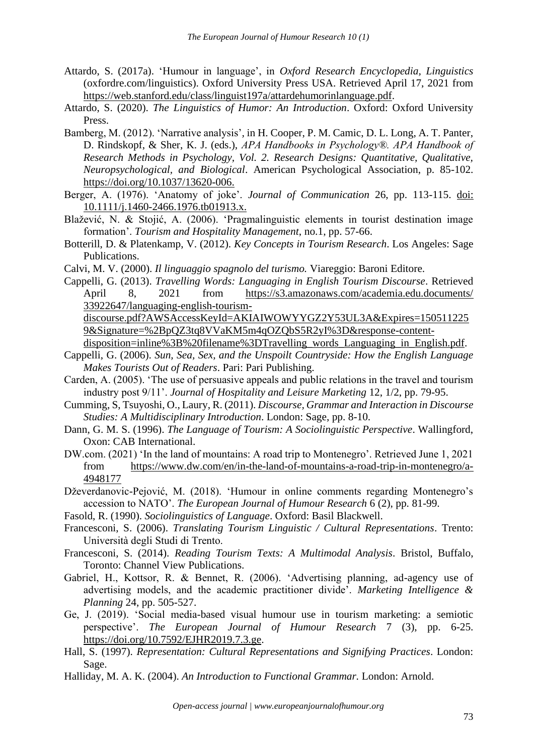Attardo, S. (2017a). 'Humour in language', in *Oxford Research Encyclopedia, Linguistics* (oxfordre.com/linguistics). Oxford University Press USA. Retrieved April 17, 2021 from https://web.stanford.edu/class/linguist197a/attardehumorinlanguage.pdf.

Attardo, S. (2020). *The Linguistics of Humor: An Introduction*. Oxford: Oxford University Press.

Bamberg, M. (2012). 'Narrative analysis', in H. Cooper, P. M. Camic, D. L. Long, A. T. Panter, D. Rindskopf, & Sher, K. J. (eds.), *APA Handbooks in Psychology®. APA Handbook of Research Methods in Psychology, Vol. 2. Research Designs: Quantitative, Qualitative, Neuropsychological, and Biological*. American Psychological Association, p. 85-102. https://doi.org/10.1037/13620-006.

Berger, A. (1976). 'Anatomy of joke'. *Journal of Communication* 26, pp. 113-115. doi: 10.1111/j.1460-2466.1976.tb01913.x.

Blažević, N. & Stojić, A. (2006). 'Pragmalinguistic elements in tourist destination image formation'. *Tourism and Hospitality Management*, no.1, pp. 57-66.

Botterill, D. & Platenkamp, V. (2012). *Key Concepts in Tourism Research*. Los Angeles: Sage Publications.

Calvi, M. V. (2000). *Il linguaggio spagnolo del turismo.* Viareggio: Baroni Editore.

Cappelli, G. (2013). *Travelling Words: Languaging in English Tourism Discourse*. Retrieved April 8, 2021 from https://s3.amazonaws.com/academia.edu.documents/33922647/languaging-english-tourism-discourse.pdf?AWSAccessKeyId=AKIAIWOWYYGZ2Y53UL3A&Expires=1505112259&Signature=%2BpQZ3tq8VVaKM5m4qOZQbS5R2yI%3D&response-content-disposition=inline%3B%20filename%3DTravelling_words_Languaging_in_English.pdf.

Cappelli, G. (2006). *Sun, Sea, Sex, and the Unspoilt Countryside: How the English Language Makes Tourists Out of Readers*. Pari: Pari Publishing.

Carden, A. (2005). 'The use of persuasive appeals and public relations in the travel and tourism industry post 9/11'. *Journal of Hospitality and Leisure Marketing* 12, 1/2, pp. 79-95.

Cumming, S, Tsuyoshi, O., Laury, R. (2011). *Discourse, Grammar and Interaction in Discourse Studies: A Multidisciplinary Introduction*. London: Sage, pp. 8-10.

Dann, G. M. S. (1996). *The Language of Tourism: A Sociolinguistic Perspective*. Wallingford, Oxon: CAB International.

DW.com. (2021) 'In the land of mountains: A road trip to Montenegro'. Retrieved June 1, 2021 from https://www.dw.com/en/in-the-land-of-mountains-a-road-trip-in-montenegro/a-4948177

Dževerdanovic-Pejović, M. (2018). 'Humour in online comments regarding Montenegro's accession to NATO'. *The European Journal of Humour Research* 6 (2), pp. 81-99.

Fasold, R. (1990). *Sociolinguistics of Language*. Oxford: Basil Blackwell.

Francesconi, S. (2006). *Translating Tourism Linguistic / Cultural Representations*. Trento: Università degli Studi di Trento.

Francesconi, S. (2014). *Reading Tourism Texts: A Multimodal Analysis*. Bristol, Buffalo, Toronto: Channel View Publications.

Gabriel, H., Kottsor, R. & Bennet, R. (2006). 'Advertising planning, ad-agency use of advertising models, and the academic practitioner divide'. *Marketing Intelligence & Planning* 24, pp. 505-527.

Ge, J. (2019). 'Social media-based visual humour use in tourism marketing: a semiotic perspective'. *The European Journal of Humour Research* 7 (3), pp. 6-25. https://doi.org/10.7592/EJHR2019.7.3.ge.

Hall, S. (1997). *Representation: Cultural Representations and Signifying Practices*. London: Sage.

Halliday, M. A. K. (2004). *An Introduction to Functional Grammar.* London: Arnold.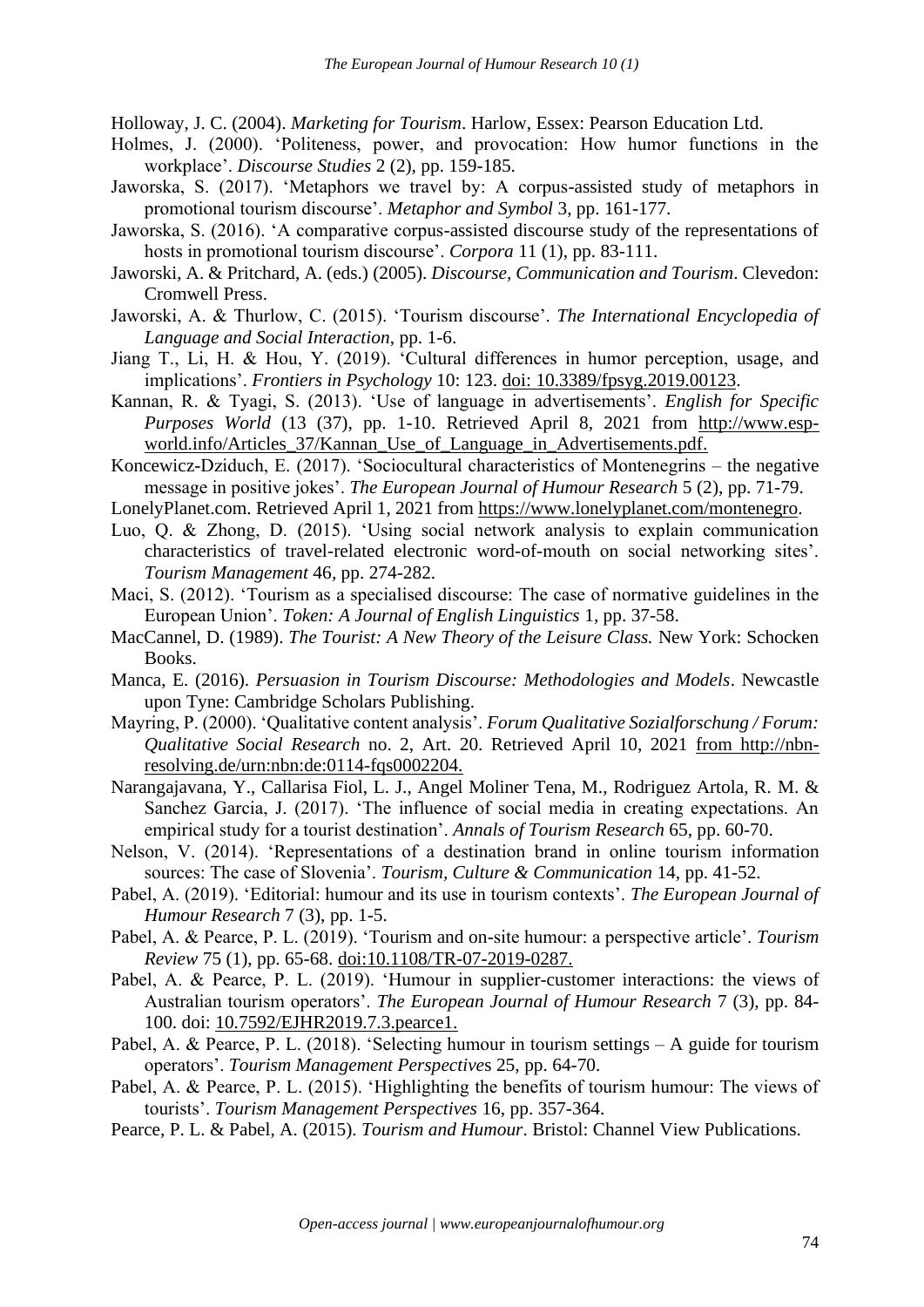Holloway, J. C. (2004). *Marketing for Tourism*. Harlow, Essex: Pearson Education Ltd.

Holmes, J. (2000). 'Politeness, power, and provocation: How humor functions in the workplace'. *Discourse Studies* 2 (2), pp. 159-185.

Jaworska, S. (2017). 'Metaphors we travel by: A corpus-assisted study of metaphors in promotional tourism discourse'. *Metaphor and Symbol* 3, pp. 161-177.

Jaworska, S. (2016). 'A comparative corpus-assisted discourse study of the representations of hosts in promotional tourism discourse'. *Corpora* 11 (1), pp. 83-111.

Jaworski, A. & Pritchard, A. (eds.) (2005). *Discourse, Communication and Tourism*. Clevedon: Cromwell Press.

Jaworski, A. & Thurlow, C. (2015). 'Tourism discourse'. *The International Encyclopedia of Language and Social Interaction*, pp. 1-6.

Jiang T., Li, H. & Hou, Y. (2019). 'Cultural differences in humor perception, usage, and implications'. *Frontiers in Psychology* 10: 123. doi: 10.3389/fpsyg.2019.00123.

Kannan, R. & Tyagi, S. (2013). 'Use of language in advertisements'. *English for Specific Purposes World* (13 (37), pp. 1-10. Retrieved April 8, 2021 from http://www.esp-world.info/Articles_37/Kannan_Use_of_Language_in_Advertisements.pdf.

Koncewicz-Dziduch, E. (2017). 'Sociocultural characteristics of Montenegrins – the negative message in positive jokes'. *The European Journal of Humour Research* 5 (2), pp. 71-79.

LonelyPlanet.com. Retrieved April 1, 2021 from https://www.lonelyplanet.com/montenegro.

Luo, Q. & Zhong, D. (2015). 'Using social network analysis to explain communication characteristics of travel-related electronic word-of-mouth on social networking sites'. *Tourism Management* 46, pp. 274-282.

Maci, S. (2012). 'Tourism as a specialised discourse: The case of normative guidelines in the European Union'. *Token: A Journal of English Linguistics* 1, pp. 37-58.

MacCannel, D. (1989). *The Tourist: A New Theory of the Leisure Class.* New York: Schocken Books.

Manca, E. (2016). *Persuasion in Tourism Discourse: Methodologies and Models*. Newcastle upon Tyne: Cambridge Scholars Publishing.

Mayring, P. (2000). 'Qualitative content analysis'. *Forum Qualitative Sozialforschung / Forum: Qualitative Social Research* no. 2, Art. 20. Retrieved April 10, 2021 from http://nbn-resolving.de/urn:nbn:de:0114-fqs0002204.

Narangajavana, Y., Callarisa Fiol, L. J., Angel Moliner Tena, M., Rodriguez Artola, R. M. & Sanchez Garcia, J. (2017). 'The influence of social media in creating expectations. An empirical study for a tourist destination'. *Annals of Tourism Research* 65, pp. 60-70.

Nelson, V. (2014). 'Representations of a destination brand in online tourism information sources: The case of Slovenia'. *Tourism, Culture & Communication* 14, pp. 41-52.

Pabel, A. (2019). 'Editorial: humour and its use in tourism contexts'. *The European Journal of Humour Research* 7 (3), pp. 1-5.

Pabel, A. & Pearce, P. L. (2019). 'Tourism and on-site humour: a perspective article'. *Tourism Review* 75 (1), pp. 65-68. doi:10.1108/TR-07-2019-0287.

Pabel, A. & Pearce, P. L. (2019). 'Humour in supplier-customer interactions: the views of Australian tourism operators'. *The European Journal of Humour Research* 7 (3), pp. 84-100. doi: 10.7592/EJHR2019.7.3.pearce1.

Pabel, A. & Pearce, P. L. (2018). 'Selecting humour in tourism settings – A guide for tourism operators'. *Tourism Management Perspectives* 25, pp. 64-70.

Pabel, A. & Pearce, P. L. (2015). 'Highlighting the benefits of tourism humour: The views of tourists'. *Tourism Management Perspectives* 16, pp. 357-364.

Pearce, P. L. & Pabel, A. (2015). *Tourism and Humour*. Bristol: Channel View Publications.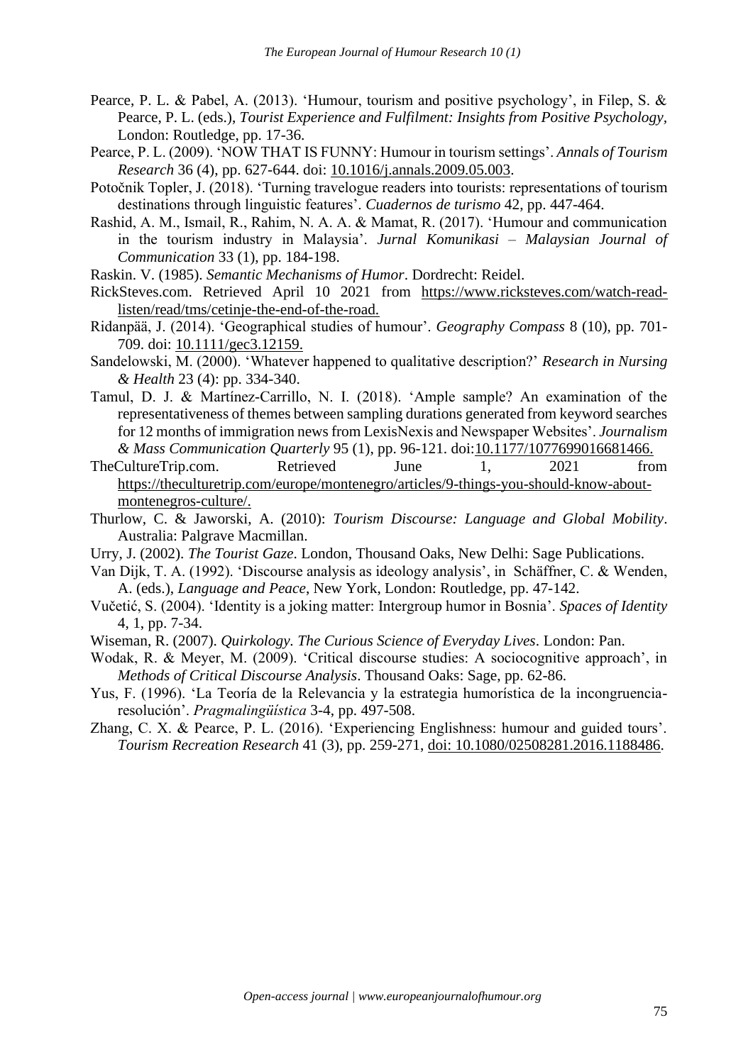Pearce, P. L. & Pabel, A. (2013). 'Humour, tourism and positive psychology', in Filep, S. & Pearce, P. L. (eds.), *Tourist Experience and Fulfilment: Insights from Positive Psychology*, London: Routledge, pp. 17-36.

Pearce, P. L. (2009). 'NOW THAT IS FUNNY: Humour in tourism settings'. *Annals of Tourism Research* 36 (4), pp. 627-644. doi: 10.1016/j.annals.2009.05.003.

Potočnik Topler, J. (2018). 'Turning travelogue readers into tourists: representations of tourism destinations through linguistic features'. *Cuadernos de turismo* 42, pp. 447-464.

Rashid, A. M., Ismail, R., Rahim, N. A. A. & Mamat, R. (2017). 'Humour and communication in the tourism industry in Malaysia'. *Jurnal Komunikasi – Malaysian Journal of Communication* 33 (1), pp. 184-198.

Raskin. V. (1985). *Semantic Mechanisms of Humor*. Dordrecht: Reidel.

RickSteves.com. Retrieved April 10 2021 from https://www.ricksteves.com/watch-read-listen/read/tms/cetinje-the-end-of-the-road.

Ridanpää, J. (2014). 'Geographical studies of humour'. *Geography Compass* 8 (10), pp. 701-709. doi: 10.1111/gec3.12159.

Sandelowski, M. (2000). 'Whatever happened to qualitative description?' *Research in Nursing & Health* 23 (4): pp. 334-340.

Tamul, D. J. & Martínez-Carrillo, N. I. (2018). 'Ample sample? An examination of the representativeness of themes between sampling durations generated from keyword searches for 12 months of immigration news from LexisNexis and Newspaper Websites'. *Journalism & Mass Communication Quarterly* 95 (1), pp. 96-121. doi:10.1177/1077699016681466.

TheCultureTrip.com. Retrieved June 1, 2021 from https://theculturetrip.com/europe/montenegro/articles/9-things-you-should-know-about-montenegros-culture/.

Thurlow, C. & Jaworski, A. (2010): *Tourism Discourse: Language and Global Mobility*. Australia: Palgrave Macmillan.

Urry, J. (2002). *The Tourist Gaze*. London, Thousand Oaks, New Delhi: Sage Publications.

Van Dijk, T. A. (1992). 'Discourse analysis as ideology analysis', in Schäffner, C. & Wenden, A. (eds.), *Language and Peace*, New York, London: Routledge, pp. 47-142.

Vučetić, S. (2004). 'Identity is a joking matter: Intergroup humor in Bosnia'. *Spaces of Identity* 4, 1, pp. 7-34.

Wiseman, R. (2007). *Quirkology. The Curious Science of Everyday Lives*. London: Pan.

Wodak, R. & Meyer, M. (2009). 'Critical discourse studies: A sociocognitive approach', in *Methods of Critical Discourse Analysis*. Thousand Oaks: Sage, pp. 62-86.

Yus, F. (1996). 'La Teoría de la Relevancia y la estrategia humorística de la incongruencia-resolución'. *Pragmalingüística* 3-4, pp. 497-508.

Zhang, C. X. & Pearce, P. L. (2016). 'Experiencing Englishness: humour and guided tours'. *Tourism Recreation Research* 41 (3), pp. 259-271, doi: 10.1080/02508281.2016.1188486.